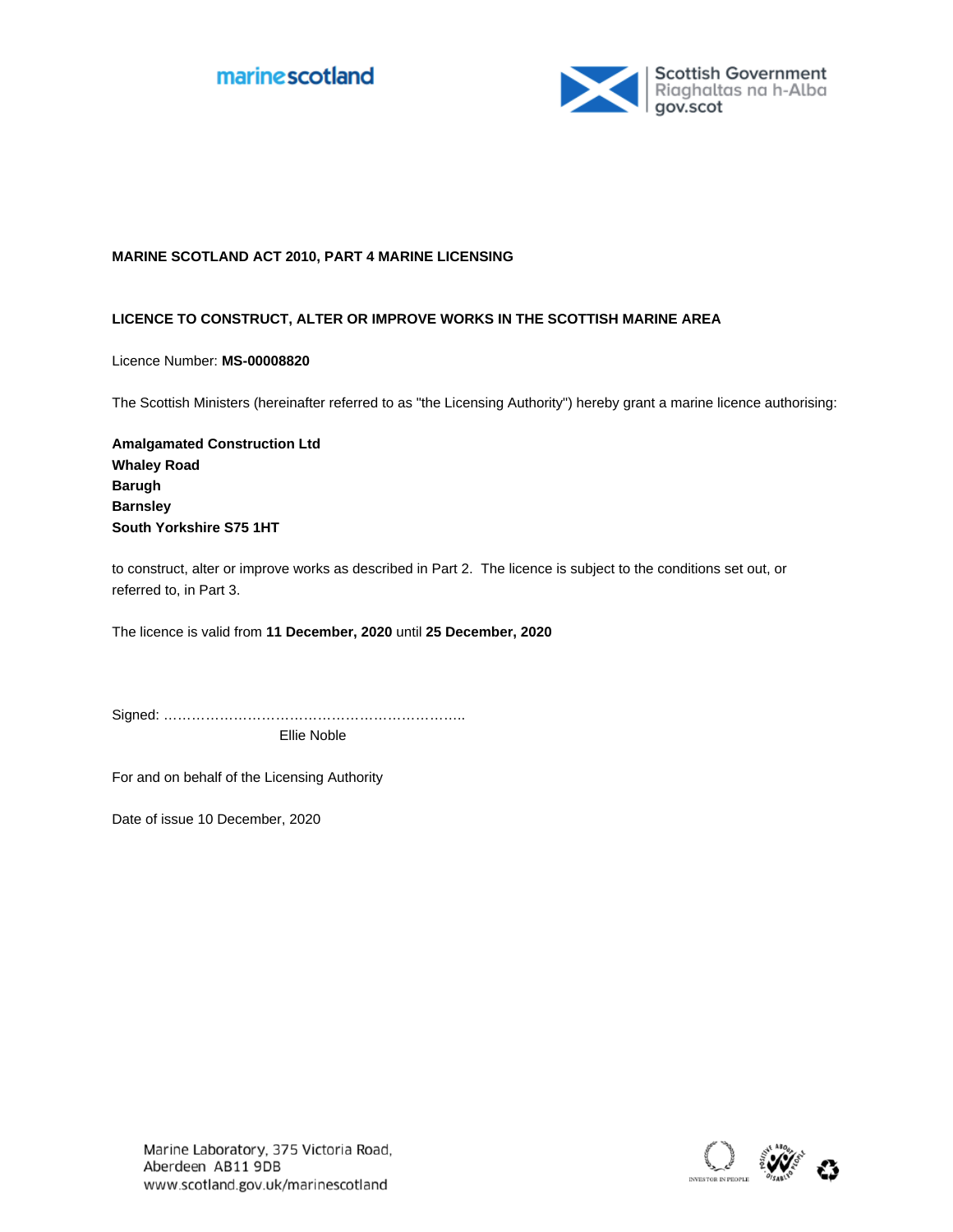marinescotland

Scottish Government
Riaghaltas na h-Alba
gov.scot

**MARINE SCOTLAND ACT 2010, PART 4 MARINE LICENSING**

**LICENCE TO CONSTRUCT, ALTER OR IMPROVE WORKS IN THE SCOTTISH MARINE AREA**

Licence Number: **MS-00008820**

The Scottish Ministers (hereinafter referred to as "the Licensing Authority") hereby grant a marine licence authorising:

**Amalgamated Construction Ltd**
**Whaley Road**
**Barugh**
**Barnsley**
**South Yorkshire S75 1HT**

to construct, alter or improve works as described in Part 2. The licence is subject to the conditions set out, or referred to, in Part 3.

The licence is valid from **11 December, 2020** until **25 December, 2020**

Signed: …………………………………………………………..

Ellie Noble

For and on behalf of the Licensing Authority

Date of issue 10 December, 2020

Marine Laboratory, 375 Victoria Road,
Aberdeen AB11 9DB
www.scotland.gov.uk/marinescotland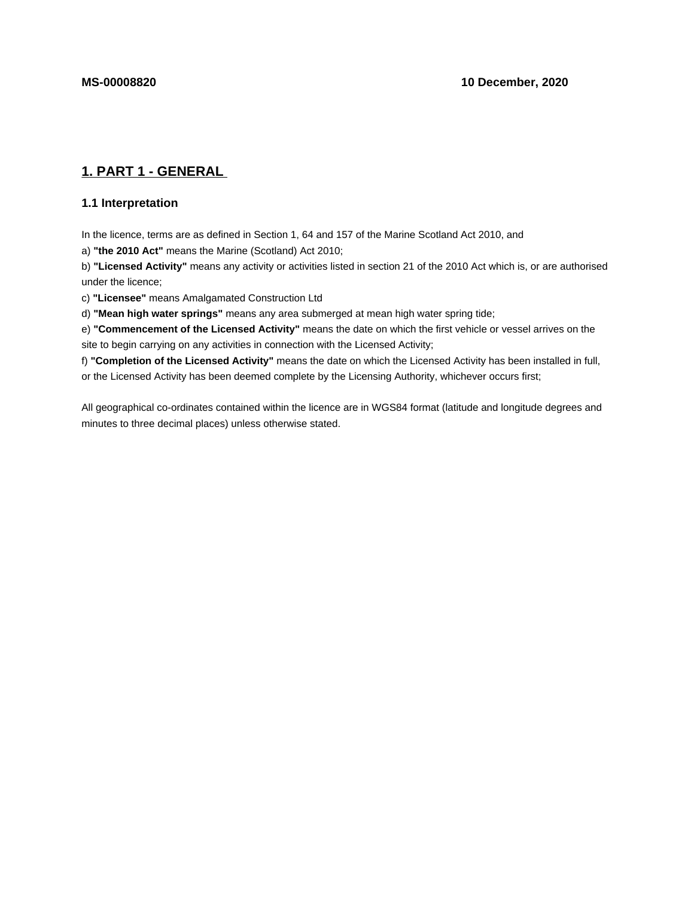**MS-00008820** **10 December, 2020**

## 1. PART 1 - GENERAL

### 1.1 Interpretation

In the licence, terms are as defined in Section 1, 64 and 157 of the Marine Scotland Act 2010, and

a) **"the 2010 Act"** means the Marine (Scotland) Act 2010;

b) **"Licensed Activity"** means any activity or activities listed in section 21 of the 2010 Act which is, or are authorised under the licence;

c) **"Licensee"** means Amalgamated Construction Ltd

d) **"Mean high water springs"** means any area submerged at mean high water spring tide;

e) **"Commencement of the Licensed Activity"** means the date on which the first vehicle or vessel arrives on the site to begin carrying on any activities in connection with the Licensed Activity;

f) **"Completion of the Licensed Activity"** means the date on which the Licensed Activity has been installed in full, or the Licensed Activity has been deemed complete by the Licensing Authority, whichever occurs first;

All geographical co-ordinates contained within the licence are in WGS84 format (latitude and longitude degrees and minutes to three decimal places) unless otherwise stated.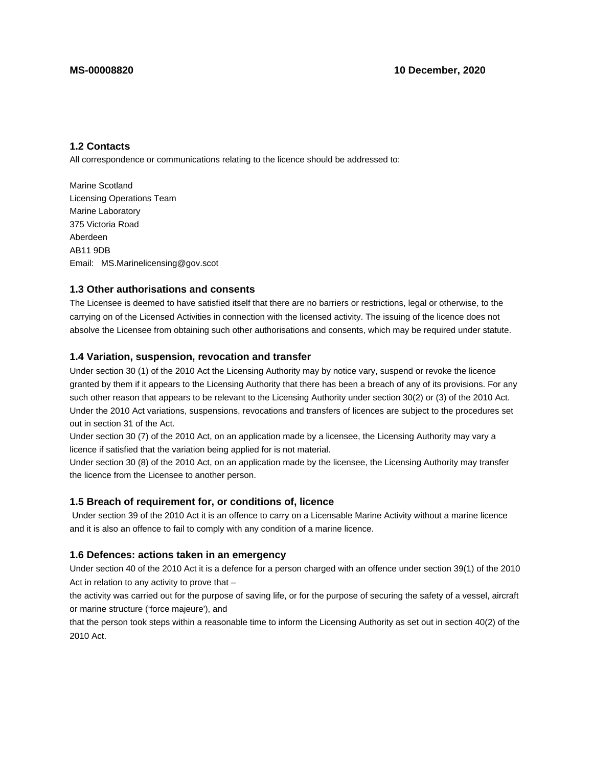## 1.2 Contacts

All correspondence or communications relating to the licence should be addressed to:

Marine Scotland
Licensing Operations Team
Marine Laboratory
375 Victoria Road
Aberdeen
AB11 9DB
Email: MS.Marinelicensing@gov.scot

## 1.3 Other authorisations and consents

The Licensee is deemed to have satisfied itself that there are no barriers or restrictions, legal or otherwise, to the carrying on of the Licensed Activities in connection with the licensed activity. The issuing of the licence does not absolve the Licensee from obtaining such other authorisations and consents, which may be required under statute.

## 1.4 Variation, suspension, revocation and transfer

Under section 30 (1) of the 2010 Act the Licensing Authority may by notice vary, suspend or revoke the licence granted by them if it appears to the Licensing Authority that there has been a breach of any of its provisions. For any such other reason that appears to be relevant to the Licensing Authority under section 30(2) or (3) of the 2010 Act. Under the 2010 Act variations, suspensions, revocations and transfers of licences are subject to the procedures set out in section 31 of the Act.

Under section 30 (7) of the 2010 Act, on an application made by a licensee, the Licensing Authority may vary a licence if satisfied that the variation being applied for is not material.

Under section 30 (8) of the 2010 Act, on an application made by the licensee, the Licensing Authority may transfer the licence from the Licensee to another person.

## 1.5 Breach of requirement for, or conditions of, licence

Under section 39 of the 2010 Act it is an offence to carry on a Licensable Marine Activity without a marine licence and it is also an offence to fail to comply with any condition of a marine licence.

## 1.6 Defences: actions taken in an emergency

Under section 40 of the 2010 Act it is a defence for a person charged with an offence under section 39(1) of the 2010 Act in relation to any activity to prove that –

the activity was carried out for the purpose of saving life, or for the purpose of securing the safety of a vessel, aircraft or marine structure ('force majeure'), and

that the person took steps within a reasonable time to inform the Licensing Authority as set out in section 40(2) of the 2010 Act.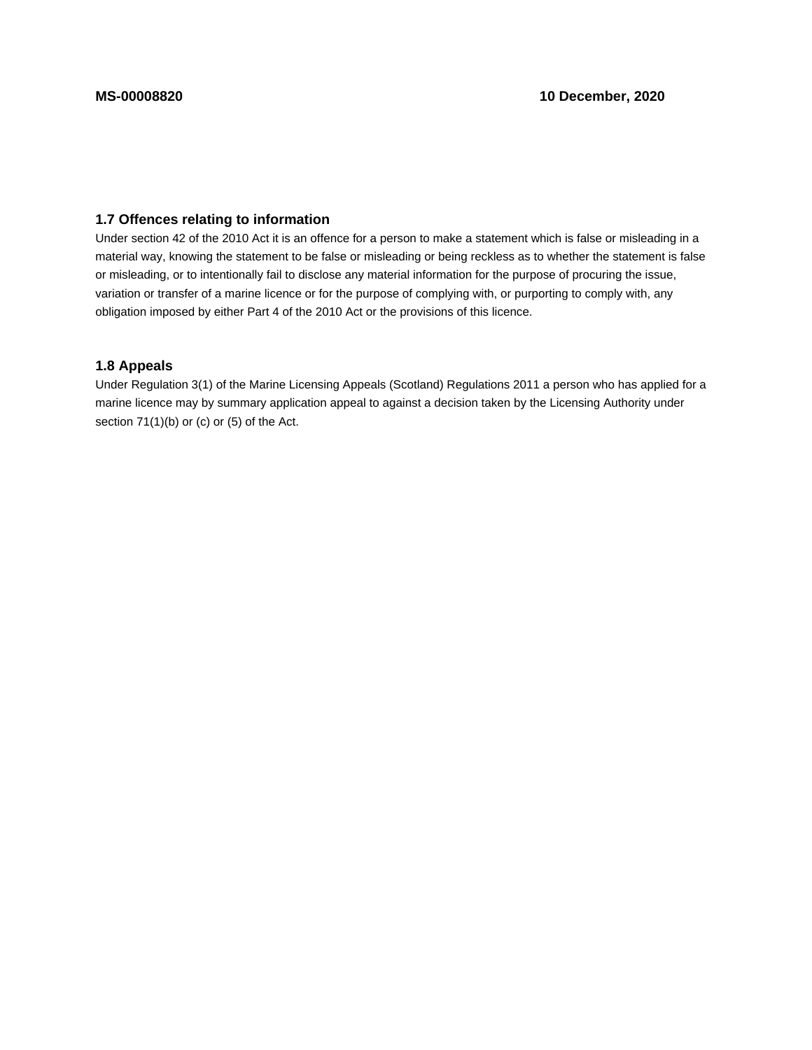## 1.7 Offences relating to information

Under section 42 of the 2010 Act it is an offence for a person to make a statement which is false or misleading in a material way, knowing the statement to be false or misleading or being reckless as to whether the statement is false or misleading, or to intentionally fail to disclose any material information for the purpose of procuring the issue, variation or transfer of a marine licence or for the purpose of complying with, or purporting to comply with, any obligation imposed by either Part 4 of the 2010 Act or the provisions of this licence.

## 1.8 Appeals

Under Regulation 3(1) of the Marine Licensing Appeals (Scotland) Regulations 2011 a person who has applied for a marine licence may by summary application appeal to against a decision taken by the Licensing Authority under section 71(1)(b) or (c) or (5) of the Act.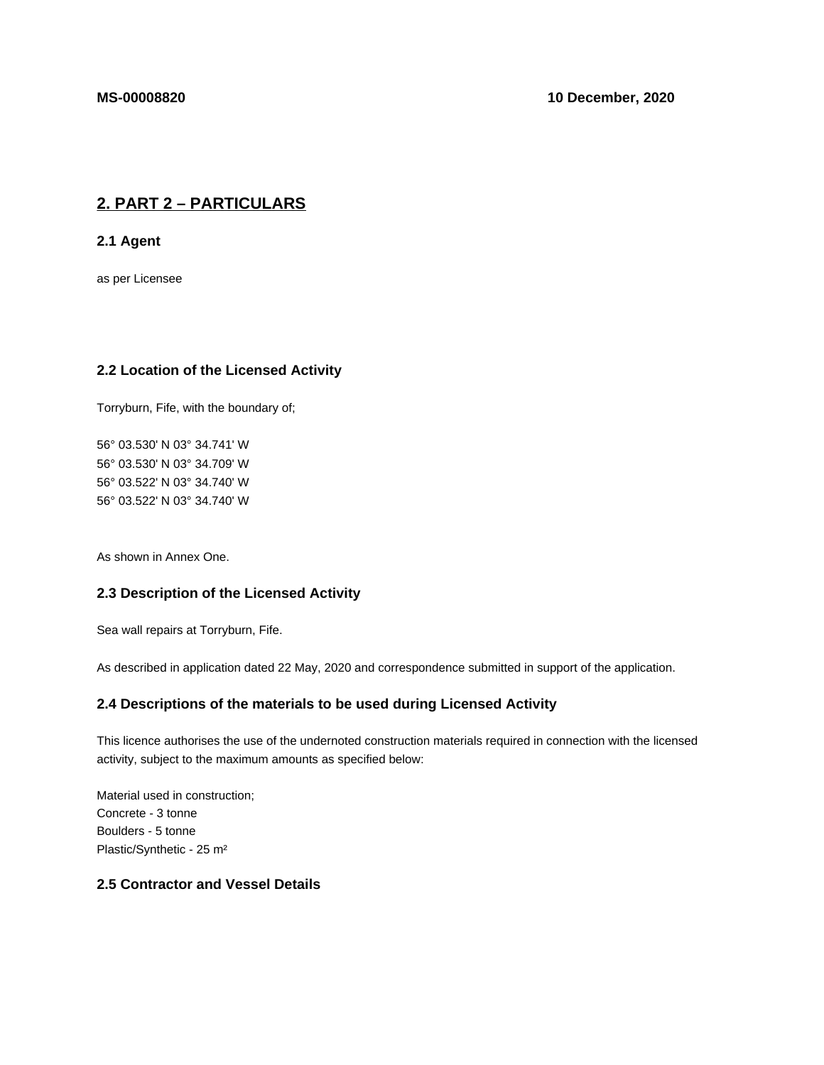**MS-00008820** **10 December, 2020**

## 2. PART 2 – PARTICULARS

### 2.1 Agent

as per Licensee

### 2.2 Location of the Licensed Activity

Torryburn, Fife, with the boundary of;

56° 03.530' N 03° 34.741' W
56° 03.530' N 03° 34.709' W
56° 03.522' N 03° 34.740' W
56° 03.522' N 03° 34.740' W

As shown in Annex One.

### 2.3 Description of the Licensed Activity

Sea wall repairs at Torryburn, Fife.

As described in application dated 22 May, 2020 and correspondence submitted in support of the application.

### 2.4 Descriptions of the materials to be used during Licensed Activity

This licence authorises the use of the undernoted construction materials required in connection with the licensed activity, subject to the maximum amounts as specified below:

Material used in construction;
Concrete - 3 tonne
Boulders - 5 tonne
Plastic/Synthetic - 25 m²

### 2.5 Contractor and Vessel Details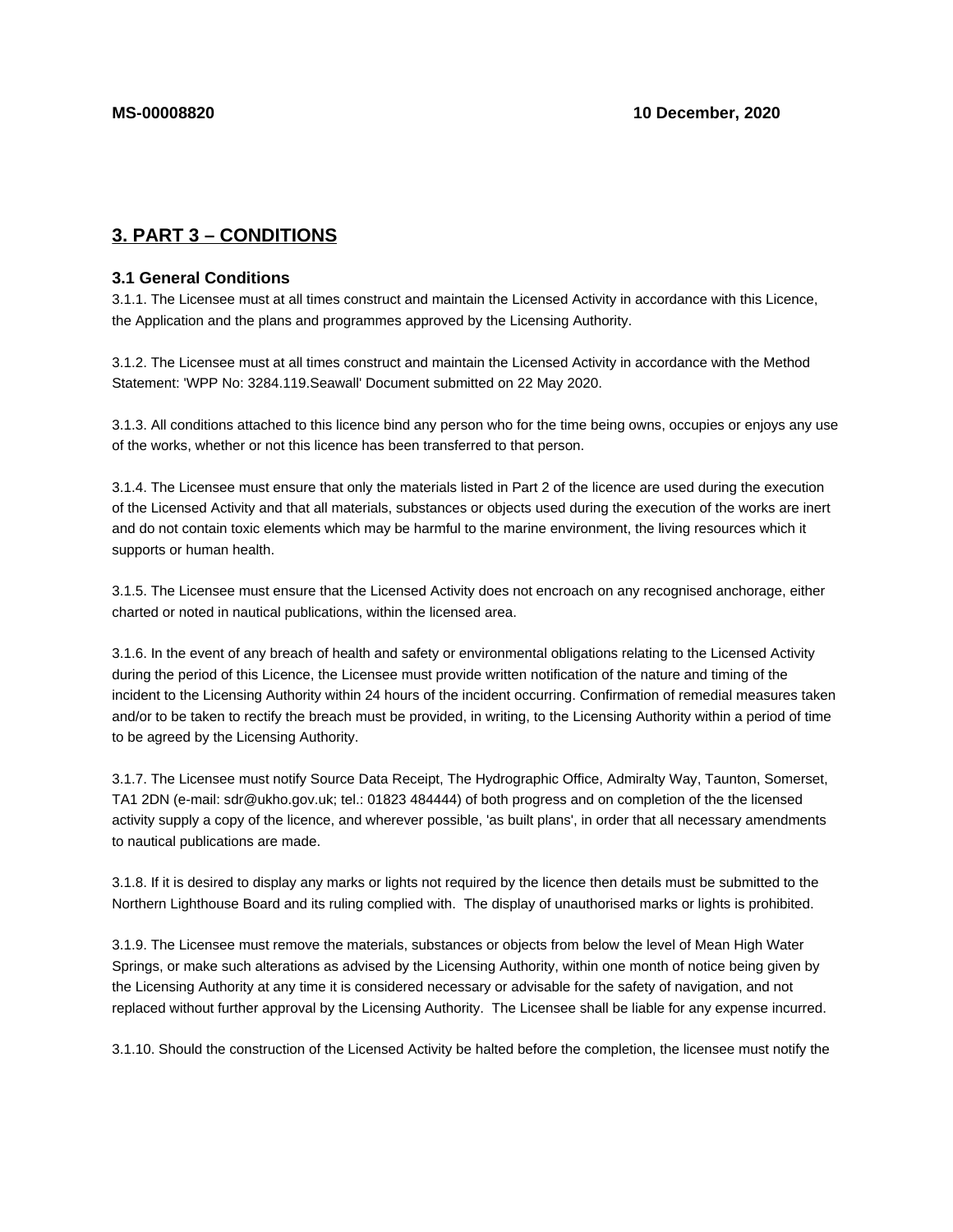## 3. PART 3 – CONDITIONS

### 3.1 General Conditions

3.1.1. The Licensee must at all times construct and maintain the Licensed Activity in accordance with this Licence, the Application and the plans and programmes approved by the Licensing Authority.

3.1.2. The Licensee must at all times construct and maintain the Licensed Activity in accordance with the Method Statement: 'WPP No: 3284.119.Seawall' Document submitted on 22 May 2020.

3.1.3. All conditions attached to this licence bind any person who for the time being owns, occupies or enjoys any use of the works, whether or not this licence has been transferred to that person.

3.1.4. The Licensee must ensure that only the materials listed in Part 2 of the licence are used during the execution of the Licensed Activity and that all materials, substances or objects used during the execution of the works are inert and do not contain toxic elements which may be harmful to the marine environment, the living resources which it supports or human health.

3.1.5. The Licensee must ensure that the Licensed Activity does not encroach on any recognised anchorage, either charted or noted in nautical publications, within the licensed area.

3.1.6. In the event of any breach of health and safety or environmental obligations relating to the Licensed Activity during the period of this Licence, the Licensee must provide written notification of the nature and timing of the incident to the Licensing Authority within 24 hours of the incident occurring. Confirmation of remedial measures taken and/or to be taken to rectify the breach must be provided, in writing, to the Licensing Authority within a period of time to be agreed by the Licensing Authority.

3.1.7. The Licensee must notify Source Data Receipt, The Hydrographic Office, Admiralty Way, Taunton, Somerset, TA1 2DN (e-mail: sdr@ukho.gov.uk; tel.: 01823 484444) of both progress and on completion of the the licensed activity supply a copy of the licence, and wherever possible, 'as built plans', in order that all necessary amendments to nautical publications are made.

3.1.8. If it is desired to display any marks or lights not required by the licence then details must be submitted to the Northern Lighthouse Board and its ruling complied with. The display of unauthorised marks or lights is prohibited.

3.1.9. The Licensee must remove the materials, substances or objects from below the level of Mean High Water Springs, or make such alterations as advised by the Licensing Authority, within one month of notice being given by the Licensing Authority at any time it is considered necessary or advisable for the safety of navigation, and not replaced without further approval by the Licensing Authority. The Licensee shall be liable for any expense incurred.

3.1.10. Should the construction of the Licensed Activity be halted before the completion, the licensee must notify the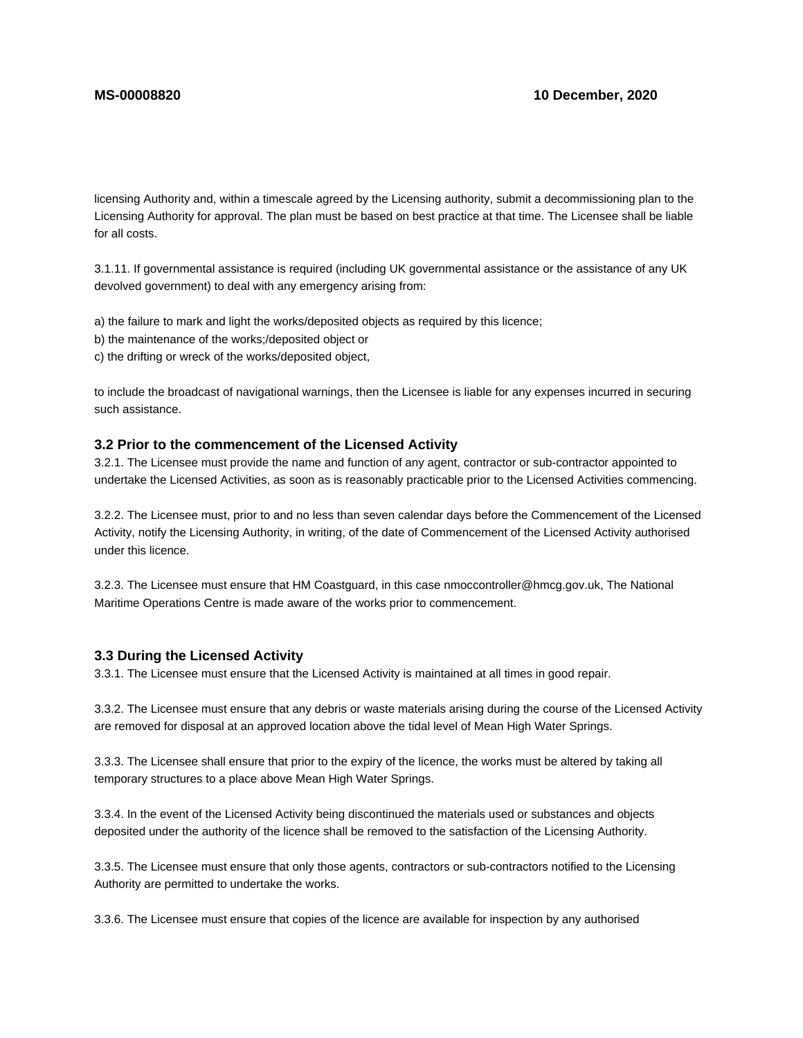licensing Authority and, within a timescale agreed by the Licensing authority, submit a decommissioning plan to the Licensing Authority for approval. The plan must be based on best practice at that time. The Licensee shall be liable for all costs.

3.1.11. If governmental assistance is required (including UK governmental assistance or the assistance of any UK devolved government) to deal with any emergency arising from:

a) the failure to mark and light the works/deposited objects as required by this licence;
b) the maintenance of the works;/deposited object or
c) the drifting or wreck of the works/deposited object,

to include the broadcast of navigational warnings, then the Licensee is liable for any expenses incurred in securing such assistance.

### 3.2 Prior to the commencement of the Licensed Activity

3.2.1. The Licensee must provide the name and function of any agent, contractor or sub-contractor appointed to undertake the Licensed Activities, as soon as is reasonably practicable prior to the Licensed Activities commencing.

3.2.2. The Licensee must, prior to and no less than seven calendar days before the Commencement of the Licensed Activity, notify the Licensing Authority, in writing, of the date of Commencement of the Licensed Activity authorised under this licence.

3.2.3. The Licensee must ensure that HM Coastguard, in this case nmoccontroller@hmcg.gov.uk, The National Maritime Operations Centre is made aware of the works prior to commencement.

### 3.3 During the Licensed Activity

3.3.1. The Licensee must ensure that the Licensed Activity is maintained at all times in good repair.

3.3.2. The Licensee must ensure that any debris or waste materials arising during the course of the Licensed Activity are removed for disposal at an approved location above the tidal level of Mean High Water Springs.

3.3.3. The Licensee shall ensure that prior to the expiry of the licence, the works must be altered by taking all temporary structures to a place above Mean High Water Springs.

3.3.4. In the event of the Licensed Activity being discontinued the materials used or substances and objects deposited under the authority of the licence shall be removed to the satisfaction of the Licensing Authority.

3.3.5. The Licensee must ensure that only those agents, contractors or sub-contractors notified to the Licensing Authority are permitted to undertake the works.

3.3.6. The Licensee must ensure that copies of the licence are available for inspection by any authorised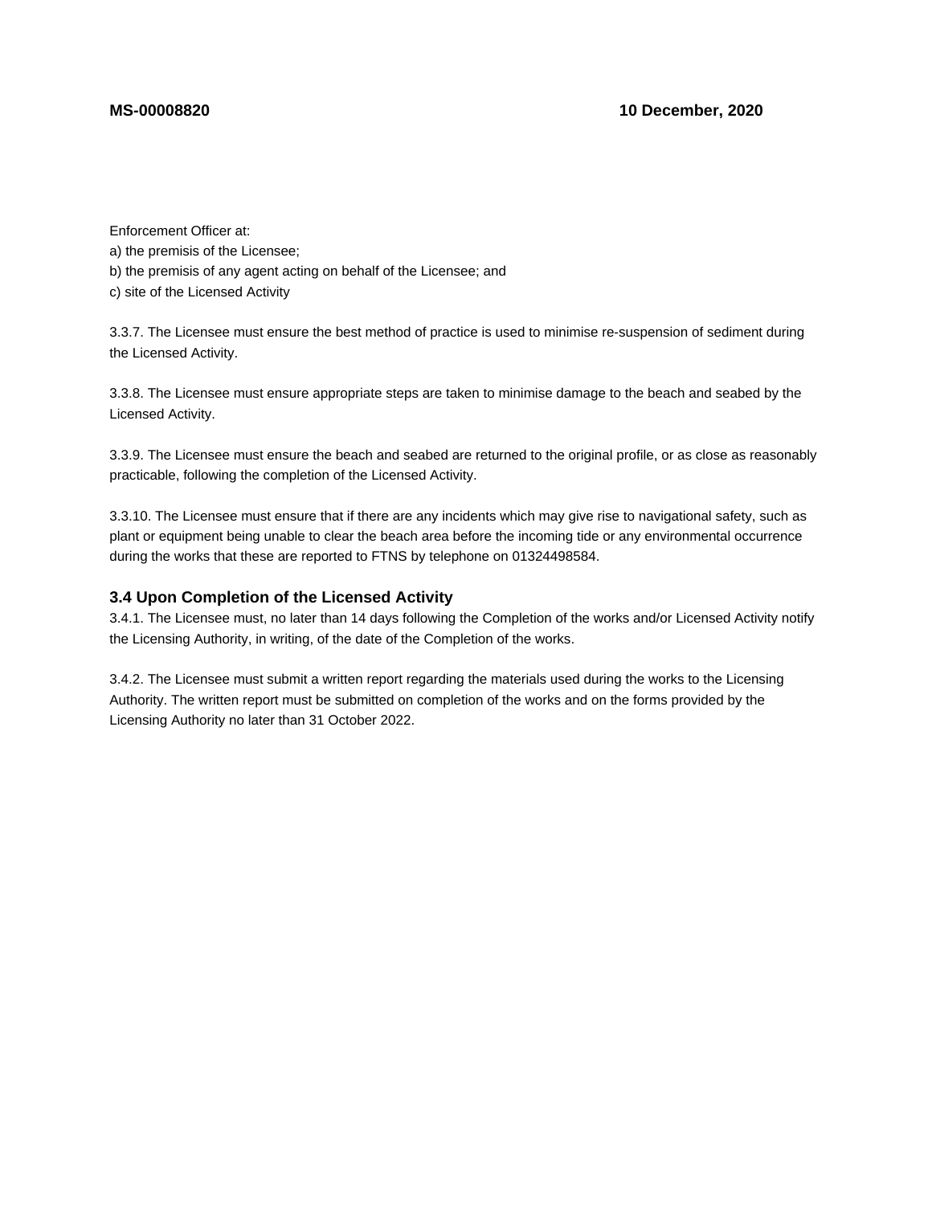Enforcement Officer at:
a) the premisis of the Licensee;
b) the premisis of any agent acting on behalf of the Licensee; and
c) site of the Licensed Activity

3.3.7. The Licensee must ensure the best method of practice is used to minimise re-suspension of sediment during the Licensed Activity.

3.3.8. The Licensee must ensure appropriate steps are taken to minimise damage to the beach and seabed by the Licensed Activity.

3.3.9. The Licensee must ensure the beach and seabed are returned to the original profile, or as close as reasonably practicable, following the completion of the Licensed Activity.

3.3.10. The Licensee must ensure that if there are any incidents which may give rise to navigational safety, such as plant or equipment being unable to clear the beach area before the incoming tide or any environmental occurrence during the works that these are reported to FTNS by telephone on 01324498584.

### 3.4 Upon Completion of the Licensed Activity

3.4.1. The Licensee must, no later than 14 days following the Completion of the works and/or Licensed Activity notify the Licensing Authority, in writing, of the date of the Completion of the works.

3.4.2. The Licensee must submit a written report regarding the materials used during the works to the Licensing Authority. The written report must be submitted on completion of the works and on the forms provided by the Licensing Authority no later than 31 October 2022.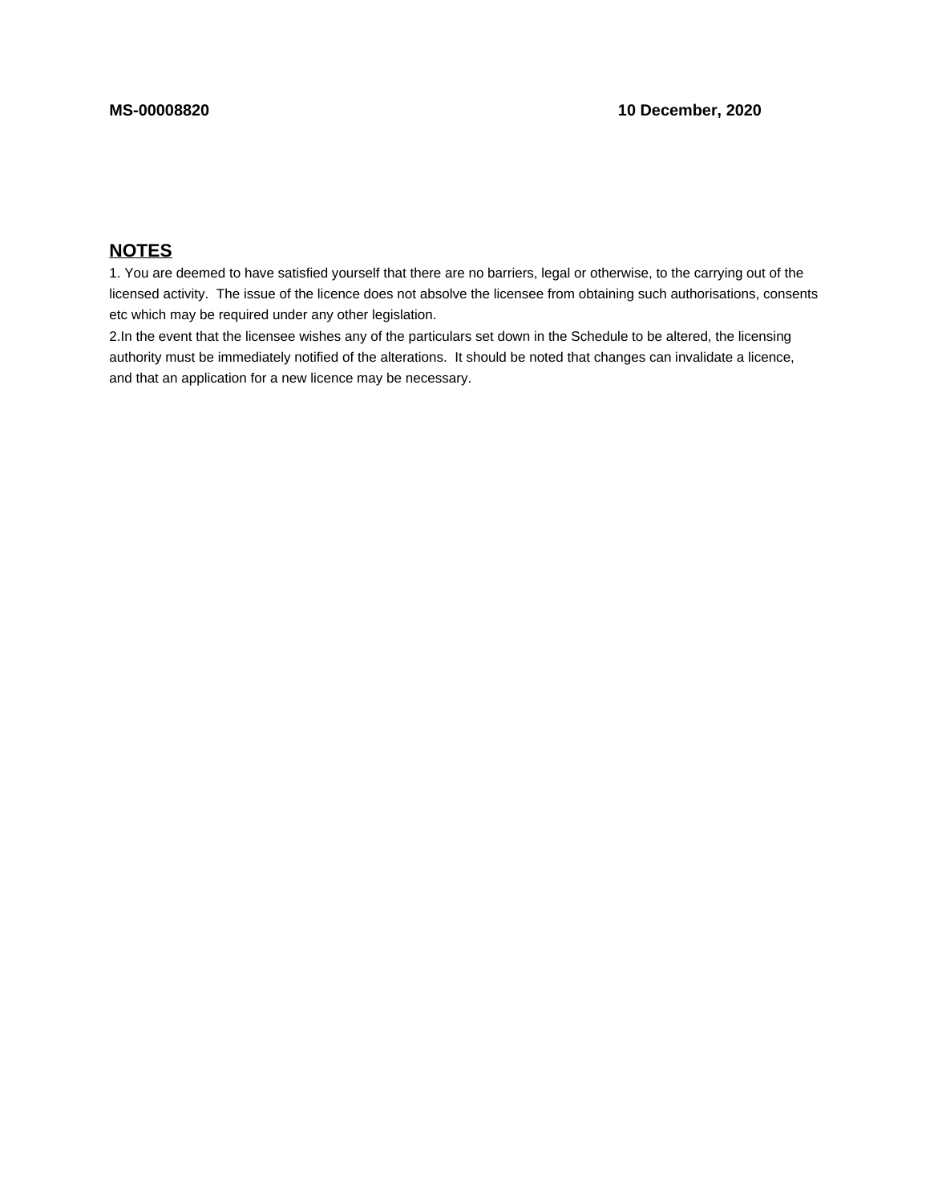**MS-00008820** **10 December, 2020**

## NOTES

1. You are deemed to have satisfied yourself that there are no barriers, legal or otherwise, to the carrying out of the licensed activity. The issue of the licence does not absolve the licensee from obtaining such authorisations, consents etc which may be required under any other legislation.

2.In the event that the licensee wishes any of the particulars set down in the Schedule to be altered, the licensing authority must be immediately notified of the alterations. It should be noted that changes can invalidate a licence, and that an application for a new licence may be necessary.